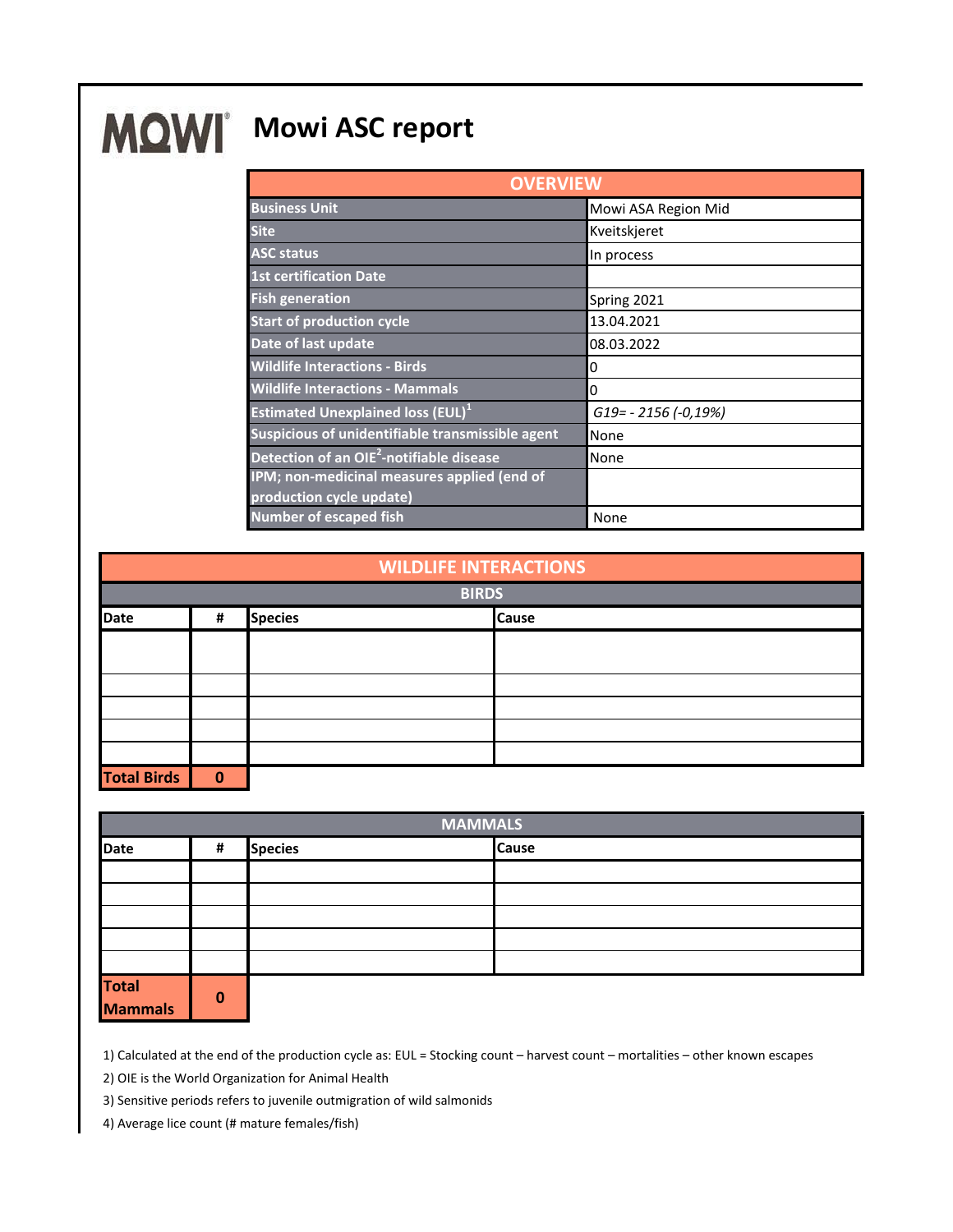# Mowi ASC report

| OVERVIEW | |
|---|---|
| Business Unit | Mowi ASA Region Mid |
| Site | Kveitskjeret |
| ASC status | In process |
| 1st certification Date | |
| Fish generation | Spring 2021 |
| Start of production cycle | 13.04.2021 |
| Date of last update | 08.03.2022 |
| Wildlife Interactions - Birds | 0 |
| Wildlife Interactions - Mammals | 0 |
| Estimated Unexplained loss (EUL)[1] | *G19= - 2156 (-0,19%)* |
| Suspicious of unidentifiable transmissible agent | None |
| Detection of an OIE[2]-notifiable disease | None |
| IPM; non-medicinal measures applied (end of production cycle update) | |
| Number of escaped fish | None |

## WILDLIFE INTERACTIONS

### BIRDS

| Date | # | Species | Cause |
|---|---|---|---|
| | | | |
| | | | |
| | | | |
| | | | |
| | | | |
| **Total Birds** | **0** | | |

### MAMMALS

| Date | # | Species | Cause |
|---|---|---|---|
| | | | |
| | | | |
| | | | |
| | | | |
| | | | |
| **Total Mammals** | **0** | | |

1) Calculated at the end of the production cycle as: EUL = Stocking count – harvest count – mortalities – other known escapes

2) OIE is the World Organization for Animal Health

3) Sensitive periods refers to juvenile outmigration of wild salmonids

4) Average lice count (# mature females/fish)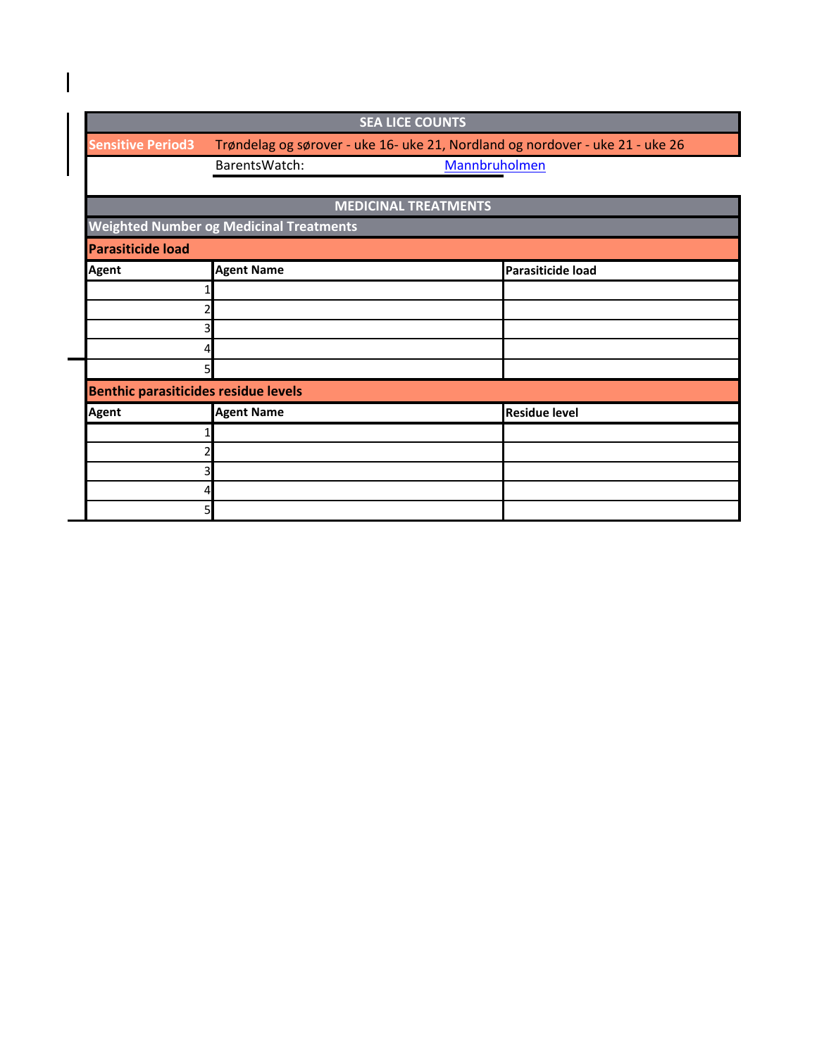## SEA LICE COUNTS

| Sensitive Period3 | Trøndelag og sørover - uke 16- uke 21, Nordland og nordover - uke 21 - uke 26 | |
|---|---|---|
| | BarentsWatch: | Mannbruholmen |

## MEDICINAL TREATMENTS

### Weighted Number og Medicinal Treatments

#### Parasiticide load

| Agent | Agent Name | Parasiticide load |
|---|---|---|
| 1 | | |
| 2 | | |
| 3 | | |
| 4 | | |
| 5 | | |

#### Benthic parasiticides residue levels

| Agent | Agent Name | Residue level |
|---|---|---|
| 1 | | |
| 2 | | |
| 3 | | |
| 4 | | |
| 5 | | |